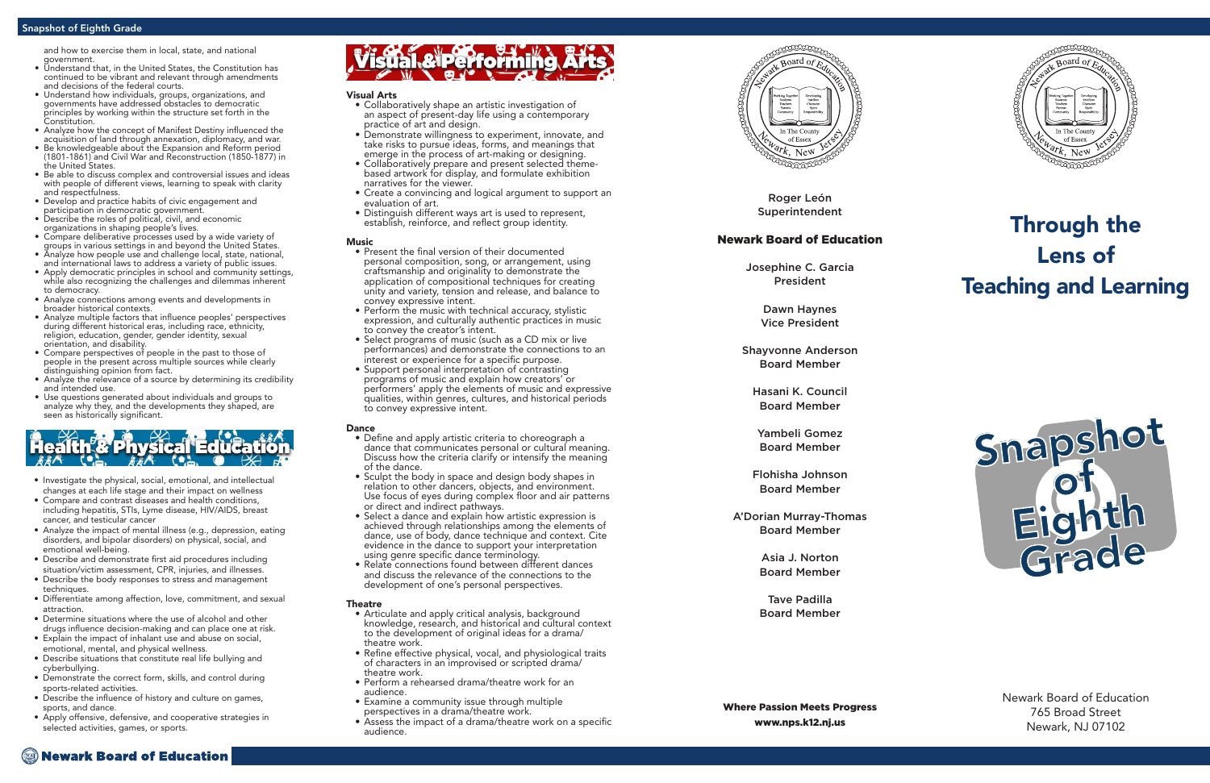and how to exercise them in local, state, and national government.

- Understand that, in the United States, the Constitution has continued to be vibrant and relevant through amendments and decisions of the federal courts.
- Understand how individuals, groups, organizations, and governments have addressed obstacles to democratic principles by working within the structure set forth in the Constitution.
- Analyze how the concept of Manifest Destiny influenced the acquisition of land through annexation, diplomacy, and war.
- Be knowledgeable about the Expansion and Reform period (1801-1861) and Civil War and Reconstruction (1850-1877) in the United States.
- Be able to discuss complex and controversial issues and ideas with people of different views, learning to speak with clarity and respectfulness.
- Develop and practice habits of civic engagement and participation in democratic government.
- Describe the roles of political, civil, and economic organizations in shaping people's lives.
- Compare deliberative processes used by a wide variety of groups in various settings in and beyond the United States.
- Analyze how people use and challenge local, state, national, and international laws to address a variety of public issues.
- Apply democratic principles in school and community settings, while also recognizing the challenges and dilemmas inherent to democracy.
- Analyze connections among events and developments in broader historical contexts.
- Analyze multiple factors that influence peoples' perspectives during different historical eras, including race, ethnicity, religion, education, gender, gender identity, sexual orientation, and disability.
- Compare perspectives of people in the past to those of people in the present across multiple sources while clearly distinguishing opinion from fact.
- Analyze the relevance of a source by determining its credibility and intended use.
- Use questions generated about individuals and groups to analyze why they, and the developments they shaped, are seen as historically significant.

## Health & Physical Education

- Investigate the physical, social, emotional, and intellectual changes at each life stage and their impact on wellness
- Compare and contrast diseases and health conditions, including hepatitis, STIs, Lyme disease, HIV/AIDS, breast cancer, and testicular cancer
- Analyze the impact of mental illness (e.g., depression, eating disorders, and bipolar disorders) on physical, social, and emotional well-being.
- Describe and demonstrate first aid procedures including situation/victim assessment, CPR, injuries, and illnesses.
- Describe the body responses to stress and management techniques.
- Differentiate among affection, love, commitment, and sexual attraction.
- Determine situations where the use of alcohol and other drugs influence decision-making and can place one at risk.
- Explain the impact of inhalant use and abuse on social, emotional, mental, and physical wellness.
- Describe situations that constitute real life bullying and cyberbullying.
- Demonstrate the correct form, skills, and control during sports-related activities.
- Describe the influence of history and culture on games, sports, and dance.
- Apply offensive, defensive, and cooperative strategies in selected activities, games, or sports.

## Visual & Performing Arts

### Visual Arts

- Collaboratively shape an artistic investigation of an aspect of present-day life using a contemporary practice of art and design.
- Demonstrate willingness to experiment, innovate, and take risks to pursue ideas, forms, and meanings that emerge in the process of art-making or designing.
- Collaboratively prepare and present selected theme-based artwork for display, and formulate exhibition narratives for the viewer.
- Create a convincing and logical argument to support an evaluation of art.
- Distinguish different ways art is used to represent, establish, reinforce, and reflect group identity.

### Music

- Present the final version of their documented personal composition, song, or arrangement, using craftsmanship and originality to demonstrate the application of compositional techniques for creating unity and variety, tension and release, and balance to convey expressive intent.
- Perform the music with technical accuracy, stylistic expression, and culturally authentic practices in music to convey the creator's intent.
- Select programs of music (such as a CD mix or live performances) and demonstrate the connections to an interest or experience for a specific purpose.
- Support personal interpretation of contrasting programs of music and explain how creators' or performers' apply the elements of music and expressive qualities, within genres, cultures, and historical periods to convey expressive intent.

### Dance

- Define and apply artistic criteria to choreograph a dance that communicates personal or cultural meaning. Discuss how the criteria clarify or intensify the meaning of the dance.
- Sculpt the body in space and design body shapes in relation to other dancers, objects, and environment. Use focus of eyes during complex floor and air patterns or direct and indirect pathways.
- Select a dance and explain how artistic expression is achieved through relationships among the elements of dance, use of body, dance technique and context. Cite evidence in the dance to support your interpretation using genre specific dance terminology.
- Relate connections found between different dances and discuss the relevance of the connections to the development of one's personal perspectives.

### Theatre

- Articulate and apply critical analysis, background knowledge, research, and historical and cultural context to the development of original ideas for a drama/theatre work.
- Refine effective physical, vocal, and physiological traits of characters in an improvised or scripted drama/theatre work.
- Perform a rehearsed drama/theatre work for an audience.
- Examine a community issue through multiple perspectives in a drama/theatre work.
- Assess the impact of a drama/theatre work on a specific audience.

Roger León
Superintendent

## Newark Board of Education

Josephine C. Garcia
President

Dawn Haynes
Vice President

Shayvonne Anderson
Board Member

Hasani K. Council
Board Member

Yambeli Gomez
Board Member

Flohisha Johnson
Board Member

A'Dorian Murray-Thomas
Board Member

Asia J. Norton
Board Member

Tave Padilla
Board Member

**Where Passion Meets Progress**
**www.nps.k12.nj.us**

# Through the Lens of Teaching and Learning

# Snapshot of Eighth Grade

Newark Board of Education
765 Broad Street
Newark, NJ 07102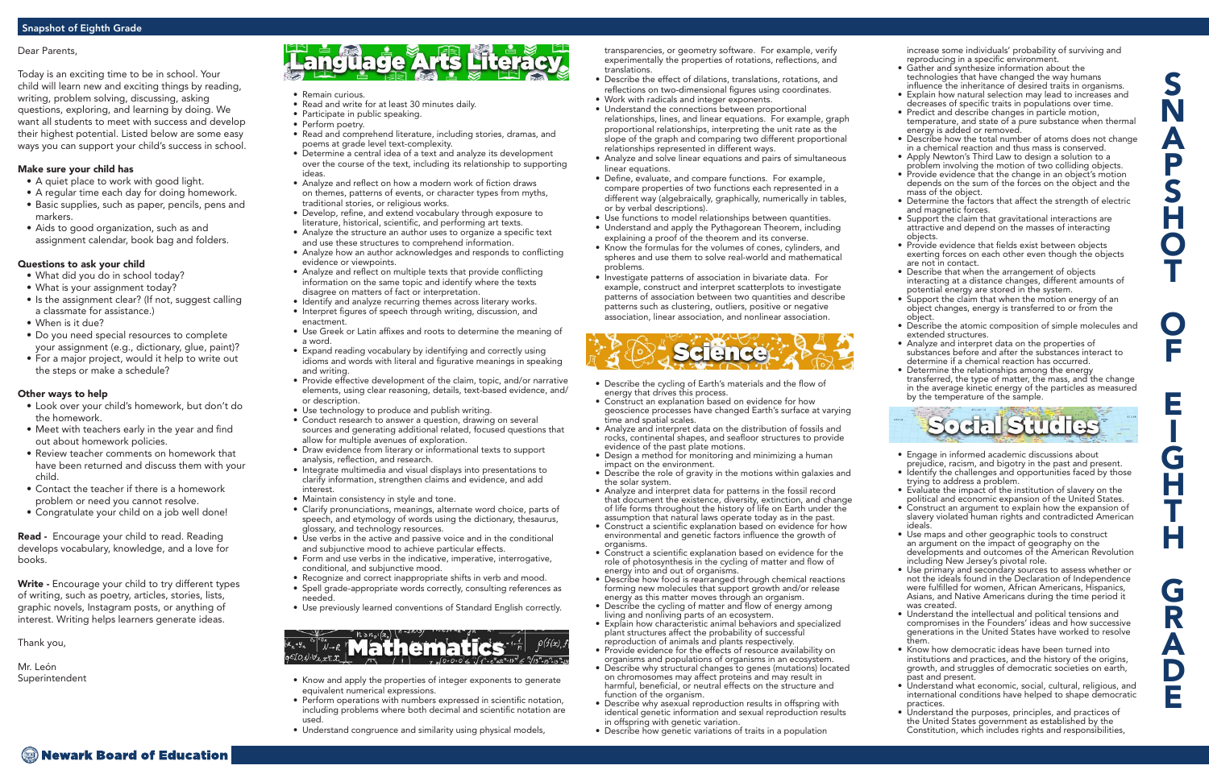Snapshot of Eighth Grade

Dear Parents,

Today is an exciting time to be in school. Your child will learn new and exciting things by reading, writing, problem solving, discussing, asking questions, exploring, and learning by doing. We want all students to meet with success and develop their highest potential. Listed below are some easy ways you can support your child's success in school.

### Make sure your child has

- A quiet place to work with good light.
- A regular time each day for doing homework.
- Basic supplies, such as paper, pencils, pens and markers.
- Aids to good organization, such as and assignment calendar, book bag and folders.

### Questions to ask your child

- What did you do in school today?
- What is your assignment today?
- Is the assignment clear? (If not, suggest calling a classmate for assistance.)
- When is it due?
- Do you need special resources to complete your assignment (e.g., dictionary, glue, paint)?
- For a major project, would it help to write out the steps or make a schedule?

### Other ways to help

- Look over your child's homework, but don't do the homework.
- Meet with teachers early in the year and find out about homework policies.
- Review teacher comments on homework that have been returned and discuss them with your child.
- Contact the teacher if there is a homework problem or need you cannot resolve.
- Congratulate your child on a job well done!

**Read -** Encourage your child to read. Reading develops vocabulary, knowledge, and a love for books.

**Write -** Encourage your child to try different types of writing, such as poetry, articles, stories, lists, graphic novels, Instagram posts, or anything of interest. Writing helps learners generate ideas.

Thank you,

Mr. León
Superintendent

## Language Arts Literacy

- Remain curious.
- Read and write for at least 30 minutes daily.
- Participate in public speaking.
- Perform poetry.
- Read and comprehend literature, including stories, dramas, and poems at grade level text-complexity.
- Determine a central idea of a text and analyze its development over the course of the text, including its relationship to supporting ideas.
- Analyze and reflect on how a modern work of fiction draws on themes, patterns of events, or character types from myths, traditional stories, or religious works.
- Develop, refine, and extend vocabulary through exposure to literature, historical, scientific, and performing art texts.
- Analyze the structure an author uses to organize a specific text and use these structures to comprehend information.
- Analyze how an author acknowledges and responds to conflicting evidence or viewpoints.
- Analyze and reflect on multiple texts that provide conflicting information on the same topic and identify where the texts disagree on matters of fact or interpretation.
- Identify and analyze recurring themes across literary works.
- Interpret figures of speech through writing, discussion, and enactment.
- Use Greek or Latin affixes and roots to determine the meaning of a word.
- Expand reading vocabulary by identifying and correctly using idioms and words with literal and figurative meanings in speaking and writing.
- Provide effective development of the claim, topic, and/or narrative elements, using clear reasoning, details, text-based evidence, and/or description.
- Use technology to produce and publish writing.
- Conduct research to answer a question, drawing on several sources and generating additional related, focused questions that allow for multiple avenues of exploration.
- Draw evidence from literary or informational texts to support analysis, reflection, and research.
- Integrate multimedia and visual displays into presentations to clarify information, strengthen claims and evidence, and add interest.
- Maintain consistency in style and tone.
- Clarify pronunciations, meanings, alternate word choice, parts of speech, and etymology of words using the dictionary, thesaurus, glossary, and technology resources.
- Use verbs in the active and passive voice and in the conditional and subjunctive mood to achieve particular effects.
- Form and use verbs in the indicative, imperative, interrogative, conditional, and subjunctive mood.
- Recognize and correct inappropriate shifts in verb and mood.
- Spell grade-appropriate words correctly, consulting references as needed.
- Use previously learned conventions of Standard English correctly.

## Mathematics

- Know and apply the properties of integer exponents to generate equivalent numerical expressions.
- Perform operations with numbers expressed in scientific notation, including problems where both decimal and scientific notation are used.
- Understand congruence and similarity using physical models, transparencies, or geometry software. For example, verify experimentally the properties of rotations, reflections, and translations.
- Describe the effect of dilations, translations, rotations, and reflections on two-dimensional figures using coordinates.
- Work with radicals and integer exponents.
- Understand the connections between proportional relationships, lines, and linear equations. For example, graph proportional relationships, interpreting the unit rate as the slope of the graph and comparing two different proportional relationships represented in different ways.
- Analyze and solve linear equations and pairs of simultaneous linear equations.
- Define, evaluate, and compare functions. For example, compare properties of two functions each represented in a different way (algebraically, graphically, numerically in tables, or by verbal descriptions).
- Use functions to model relationships between quantities.
- Understand and apply the Pythagorean Theorem, including explaining a proof of the theorem and its converse.
- Know the formulas for the volumes of cones, cylinders, and spheres and use them to solve real-world and mathematical problems.
- Investigate patterns of association in bivariate data. For example, construct and interpret scatterplots to investigate patterns of association between two quantities and describe patterns such as clustering, outliers, positive or negative association, linear association, and nonlinear association.

## Science

- Describe the cycling of Earth's materials and the flow of energy that drives this process.
- Construct an explanation based on evidence for how geoscience processes have changed Earth's surface at varying time and spatial scales.
- Analyze and interpret data on the distribution of fossils and rocks, continental shapes, and seafloor structures to provide evidence of the past plate motions.
- Design a method for monitoring and minimizing a human impact on the environment.
- Describe the role of gravity in the motions within galaxies and the solar system.
- Analyze and interpret data for patterns in the fossil record that document the existence, diversity, extinction, and change of life forms throughout the history of life on Earth under the assumption that natural laws operate today as in the past.
- Construct a scientific explanation based on evidence for how environmental and genetic factors influence the growth of organisms.
- Construct a scientific explanation based on evidence for the role of photosynthesis in the cycling of matter and flow of energy into and out of organisms.
- Describe how food is rearranged through chemical reactions forming new molecules that support growth and/or release energy as this matter moves through an organism.
- Describe the cycling of matter and flow of energy among living and nonliving parts of an ecosystem.
- Explain how characteristic animal behaviors and specialized plant structures affect the probability of successful reproduction of animals and plants respectively.
- Provide evidence for the effects of resource availability on organisms and populations of organisms in an ecosystem.
- Describe why structural changes to genes (mutations) located on chromosomes may affect proteins and may result in harmful, beneficial, or neutral effects on the structure and function of the organism.
- Describe why asexual reproduction results in offspring with identical genetic information and sexual reproduction results in offspring with genetic variation.
- Describe how genetic variations of traits in a population increase some individuals' probability of surviving and reproducing in a specific environment.
- Gather and synthesize information about the technologies that have changed the way humans influence the inheritance of desired traits in organisms.
- Explain how natural selection may lead to increases and decreases of specific traits in populations over time.
- Predict and describe changes in particle motion, temperature, and state of a pure substance when thermal energy is added or removed.
- Describe how the total number of atoms does not change in a chemical reaction and thus mass is conserved.
- Apply Newton's Third Law to design a solution to a problem involving the motion of two colliding objects.
- Provide evidence that the change in an object's motion depends on the sum of the forces on the object and the mass of the object.
- Determine the factors that affect the strength of electric and magnetic forces.
- Support the claim that gravitational interactions are attractive and depend on the masses of interacting objects.
- Provide evidence that fields exist between objects exerting forces on each other even though the objects are not in contact.
- Describe that when the arrangement of objects interacting at a distance changes, different amounts of potential energy are stored in the system.
- Support the claim that when the motion energy of an object changes, energy is transferred to or from the object.
- Describe the atomic composition of simple molecules and extended structures.
- Analyze and interpret data on the properties of substances before and after the substances interact to determine if a chemical reaction has occurred.
- Determine the relationships among the energy transferred, the type of matter, the mass, and the change in the average kinetic energy of the particles as measured by the temperature of the sample.

## Social Studies

- Engage in informed academic discussions about prejudice, racism, and bigotry in the past and present.
- Identify the challenges and opportunities faced by those trying to address a problem.
- Evaluate the impact of the institution of slavery on the political and economic expansion of the United States.
- Construct an argument to explain how the expansion of slavery violated human rights and contradicted American ideals.
- Use maps and other geographic tools to construct an argument on the impact of geography on the developments and outcomes of the American Revolution including New Jersey's pivotal role.
- Use primary and secondary sources to assess whether or not the ideals found in the Declaration of Independence were fulfilled for women, African Americans, Hispanics, Asians, and Native Americans during the time period it was created.
- Understand the intellectual and political tensions and compromises in the Founders' ideas and how successive generations in the United States have worked to resolve them.
- Know how democratic ideas have been turned into institutions and practices, and the history of the origins, growth, and struggles of democratic societies on earth, past and present.
- Understand what economic, social, cultural, religious, and international conditions have helped to shape democratic practices.
- Understand the purposes, principles, and practices of the United States government as established by the Constitution, which includes rights and responsibilities,

SNAPSHOT OF EIGHTH GRADE

Newark Board of Education